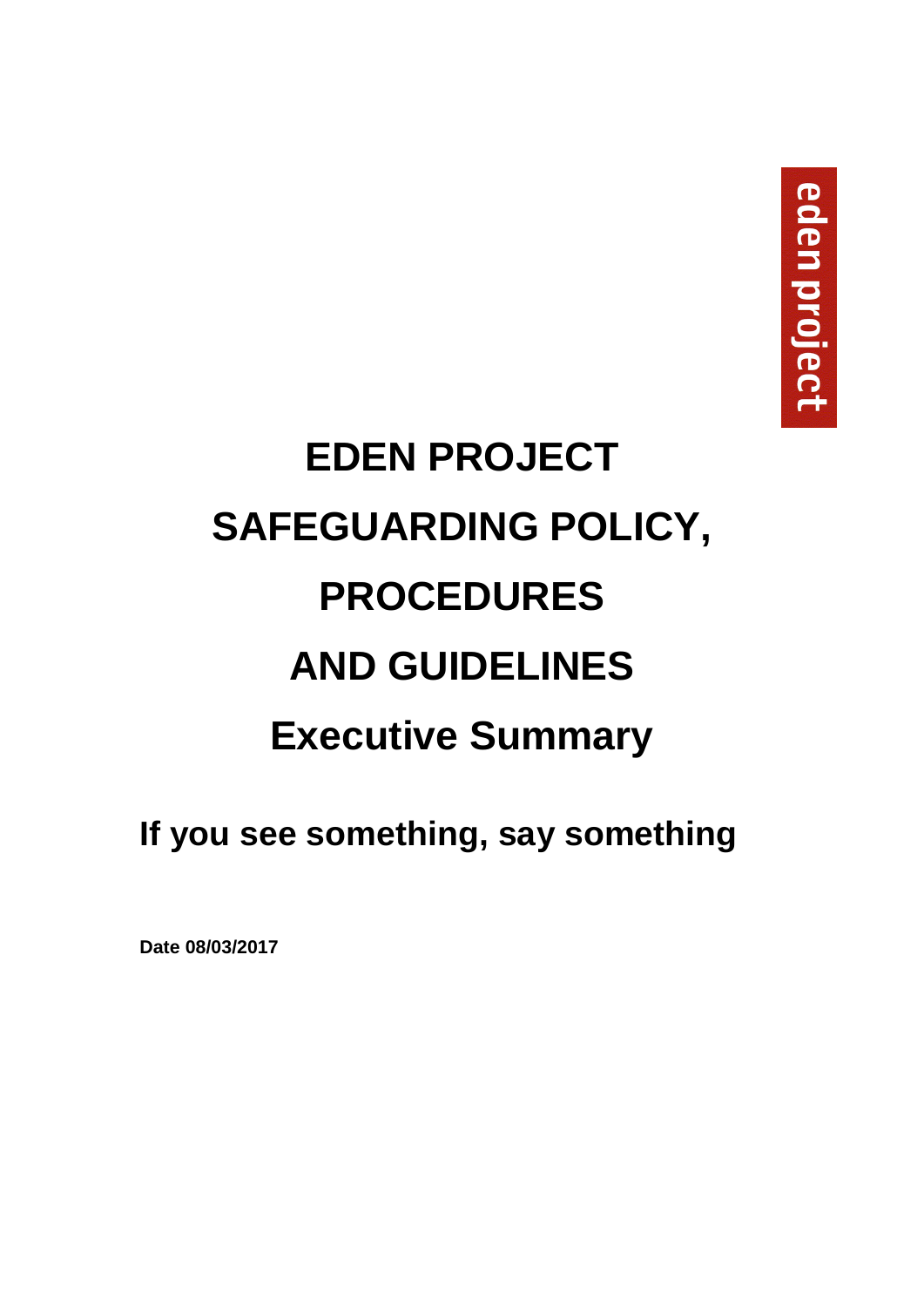eden project

# EDEN PROJECT

# SAFEGUARDING POLICY,

# PROCEDURES

# AND GUIDELINES

# Executive Summary

## If you see something, say something

**Date 08/03/2017**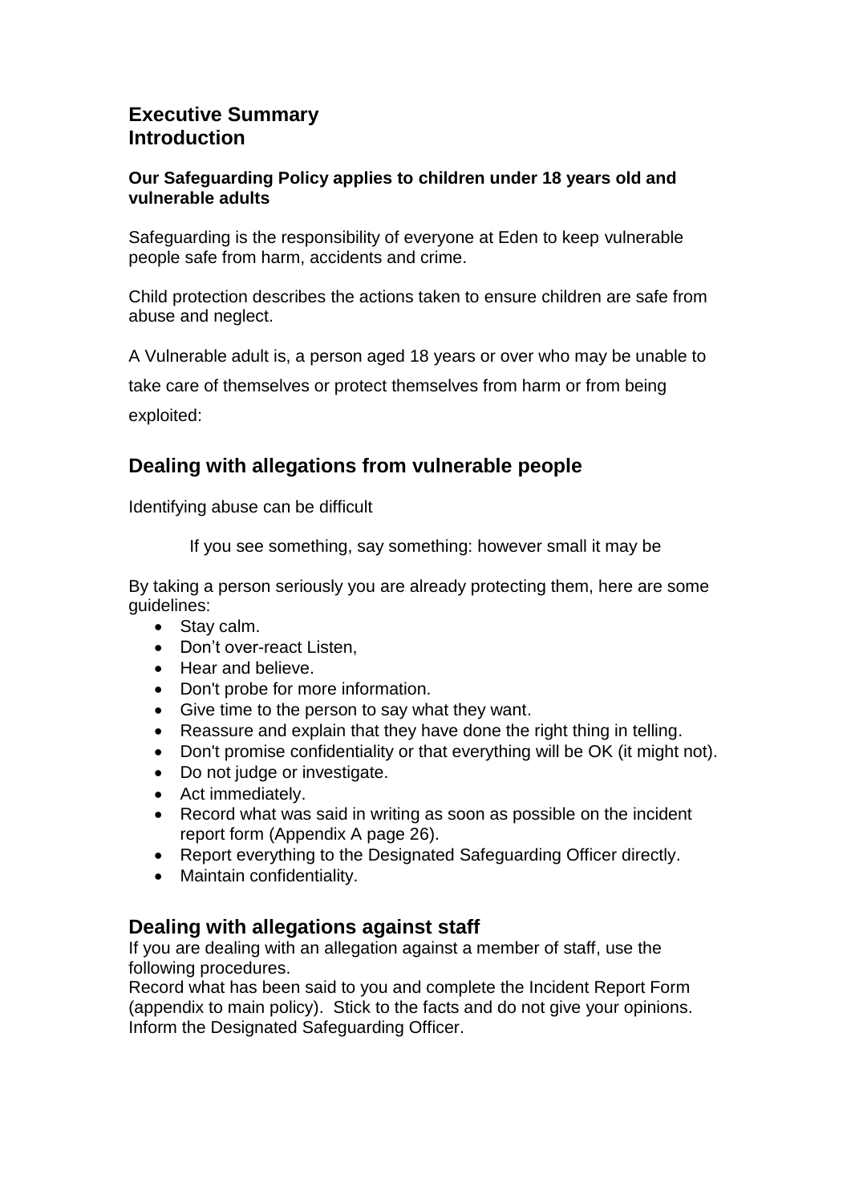## Executive Summary
## Introduction

**Our Safeguarding Policy applies to children under 18 years old and vulnerable adults**

Safeguarding is the responsibility of everyone at Eden to keep vulnerable people safe from harm, accidents and crime.

Child protection describes the actions taken to ensure children are safe from abuse and neglect.

A Vulnerable adult is, a person aged 18 years or over who may be unable to take care of themselves or protect themselves from harm or from being exploited:

## Dealing with allegations from vulnerable people

Identifying abuse can be difficult

If you see something, say something: however small it may be

By taking a person seriously you are already protecting them, here are some guidelines:

- Stay calm.
- Don't over-react Listen,
- Hear and believe.
- Don't probe for more information.
- Give time to the person to say what they want.
- Reassure and explain that they have done the right thing in telling.
- Don't promise confidentiality or that everything will be OK (it might not).
- Do not judge or investigate.
- Act immediately.
- Record what was said in writing as soon as possible on the incident report form (Appendix A page 26).
- Report everything to the Designated Safeguarding Officer directly.
- Maintain confidentiality.

## Dealing with allegations against staff

If you are dealing with an allegation against a member of staff, use the following procedures.
Record what has been said to you and complete the Incident Report Form (appendix to main policy). Stick to the facts and do not give your opinions.
Inform the Designated Safeguarding Officer.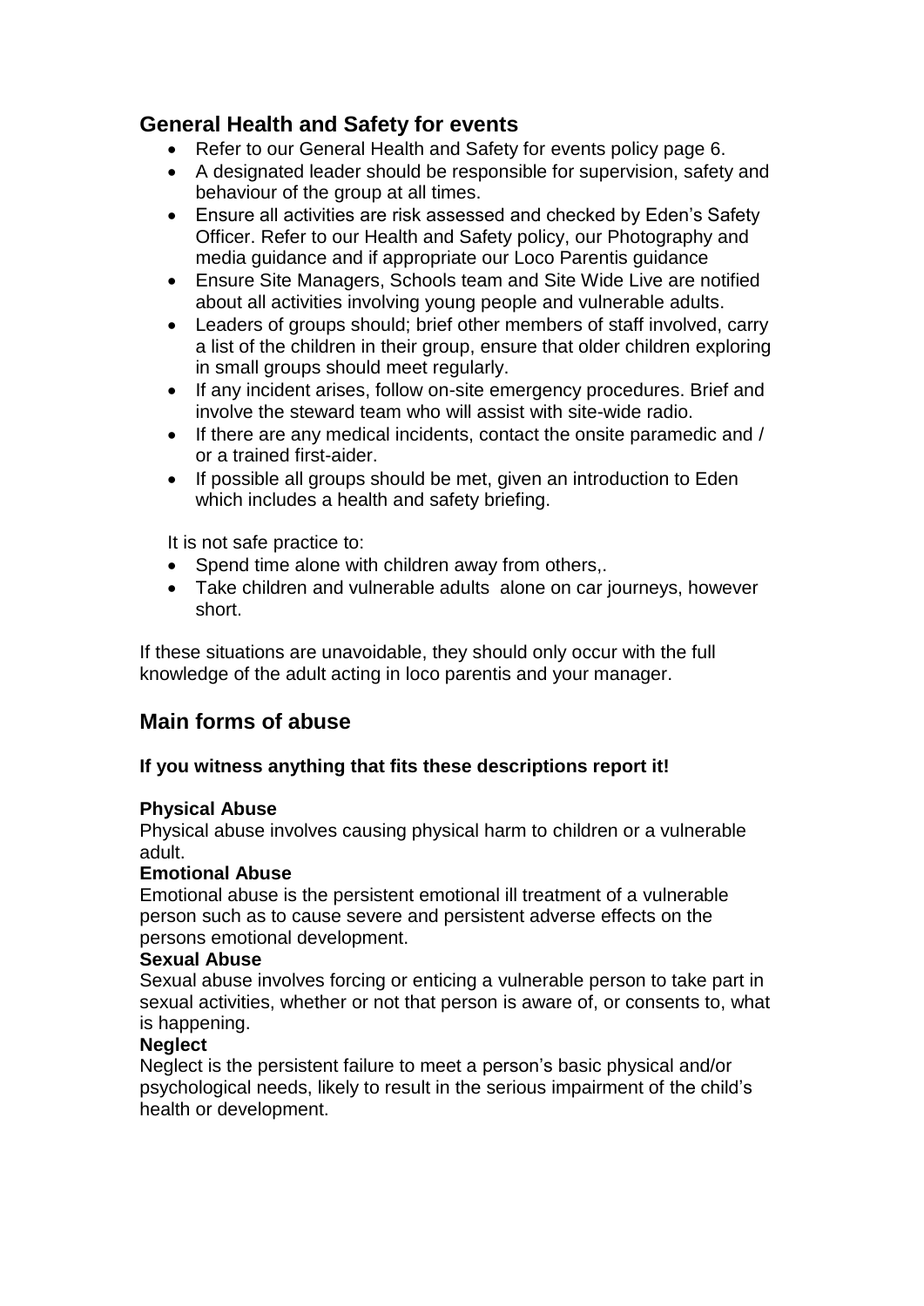## General Health and Safety for events

- Refer to our General Health and Safety for events policy page 6.
- A designated leader should be responsible for supervision, safety and behaviour of the group at all times.
- Ensure all activities are risk assessed and checked by Eden's Safety Officer. Refer to our Health and Safety policy, our Photography and media guidance and if appropriate our Loco Parentis guidance
- Ensure Site Managers, Schools team and Site Wide Live are notified about all activities involving young people and vulnerable adults.
- Leaders of groups should; brief other members of staff involved, carry a list of the children in their group, ensure that older children exploring in small groups should meet regularly.
- If any incident arises, follow on-site emergency procedures. Brief and involve the steward team who will assist with site-wide radio.
- If there are any medical incidents, contact the onsite paramedic and / or a trained first-aider.
- If possible all groups should be met, given an introduction to Eden which includes a health and safety briefing.

It is not safe practice to:

- Spend time alone with children away from others,.
- Take children and vulnerable adults alone on car journeys, however short.

If these situations are unavoidable, they should only occur with the full knowledge of the adult acting in loco parentis and your manager.

## Main forms of abuse

**If you witness anything that fits these descriptions report it!**

**Physical Abuse**
Physical abuse involves causing physical harm to children or a vulnerable adult.

**Emotional Abuse**
Emotional abuse is the persistent emotional ill treatment of a vulnerable person such as to cause severe and persistent adverse effects on the persons emotional development.

**Sexual Abuse**
Sexual abuse involves forcing or enticing a vulnerable person to take part in sexual activities, whether or not that person is aware of, or consents to, what is happening.

**Neglect**
Neglect is the persistent failure to meet a person's basic physical and/or psychological needs, likely to result in the serious impairment of the child's health or development.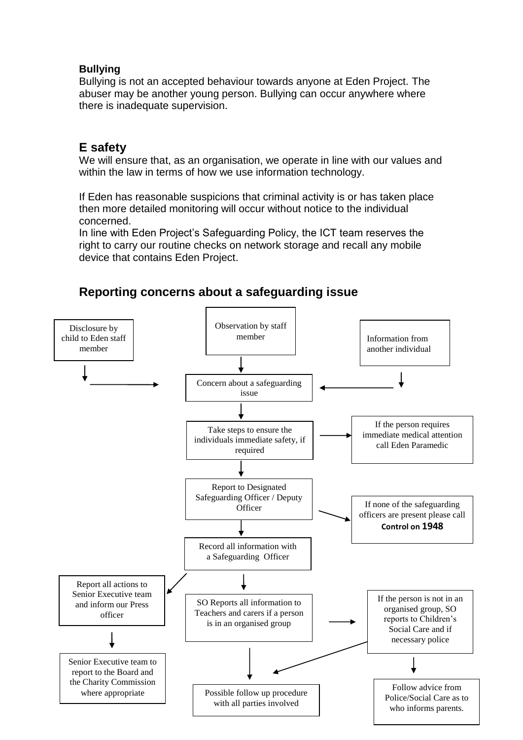**Bullying**

Bullying is not an accepted behaviour towards anyone at Eden Project. The abuser may be another young person. Bullying can occur anywhere where there is inadequate supervision.

## E safety

We will ensure that, as an organisation, we operate in line with our values and within the law in terms of how we use information technology.

If Eden has reasonable suspicions that criminal activity is or has taken place then more detailed monitoring will occur without notice to the individual concerned.

In line with Eden Project's Safeguarding Policy, the ICT team reserves the right to carry our routine checks on network storage and recall any mobile device that contains Eden Project.

## Reporting concerns about a safeguarding issue

- Disclosure by child to Eden staff member → Concern about a safeguarding issue
- Observation by staff member → Concern about a safeguarding issue
- Information from another individual → Concern about a safeguarding issue

Concern about a safeguarding issue

↓

Take steps to ensure the individuals immediate safety, if required → If the person requires immediate medical attention call Eden Paramedic

↓

Report to Designated Safeguarding Officer / Deputy Officer → If none of the safeguarding officers are present please call **Control on 1948**

↓

Record all information with a Safeguarding Officer

- → Report all actions to Senior Executive team and inform our Press officer
  - ↓ Senior Executive team to report to the Board and the Charity Commission where appropriate
- ↓ SO Reports all information to Teachers and carers if a person is in an organised group
  - ↓ Possible follow up procedure with all parties involved
  - → If the person is not in an organised group, SO reports to Children's Social Care and if necessary police
    - → Possible follow up procedure with all parties involved
    - ↓ Follow advice from Police/Social Care as to who informs parents.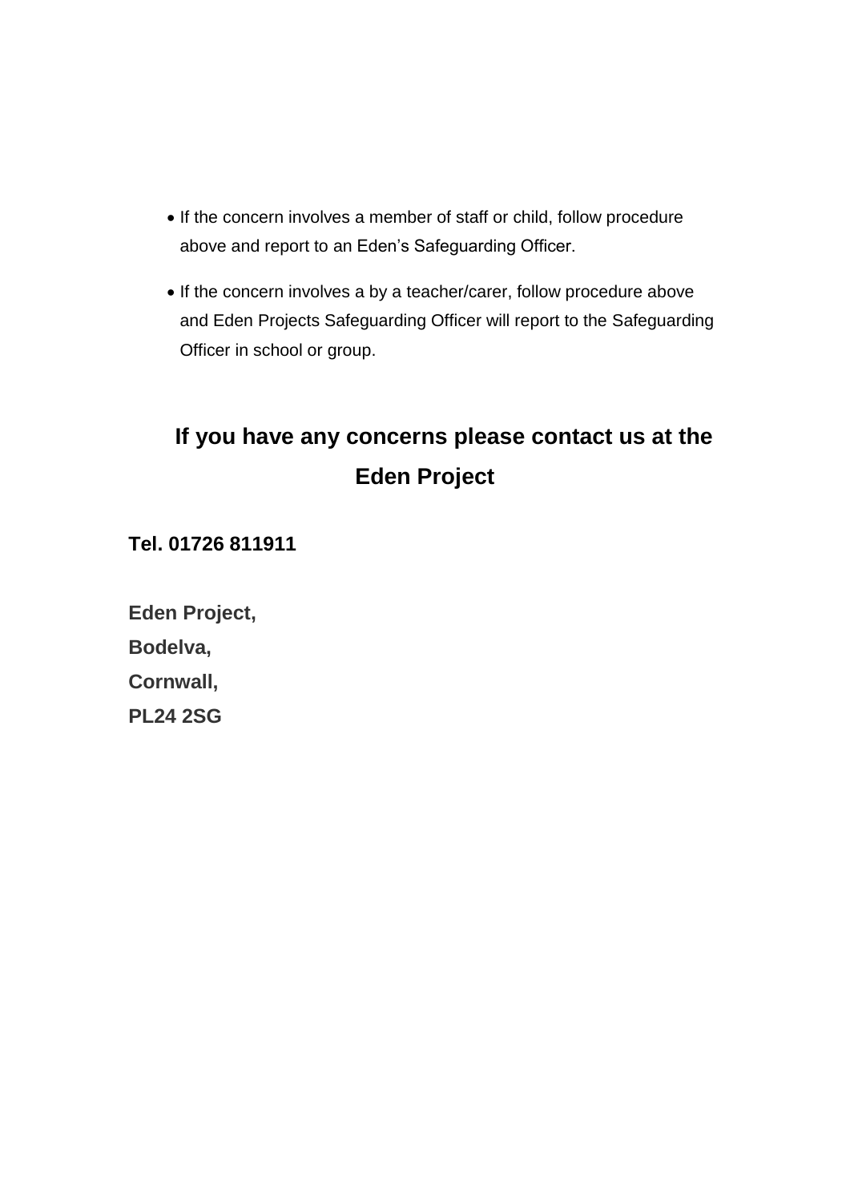- If the concern involves a member of staff or child, follow procedure above and report to an Eden’s Safeguarding Officer.
- If the concern involves a by a teacher/carer, follow procedure above and Eden Projects Safeguarding Officer will report to the Safeguarding Officer in school or group.

## If you have any concerns please contact us at the Eden Project

**Tel. 01726 811911**

**Eden Project,**
**Bodelva,**
**Cornwall,**
**PL24 2SG**